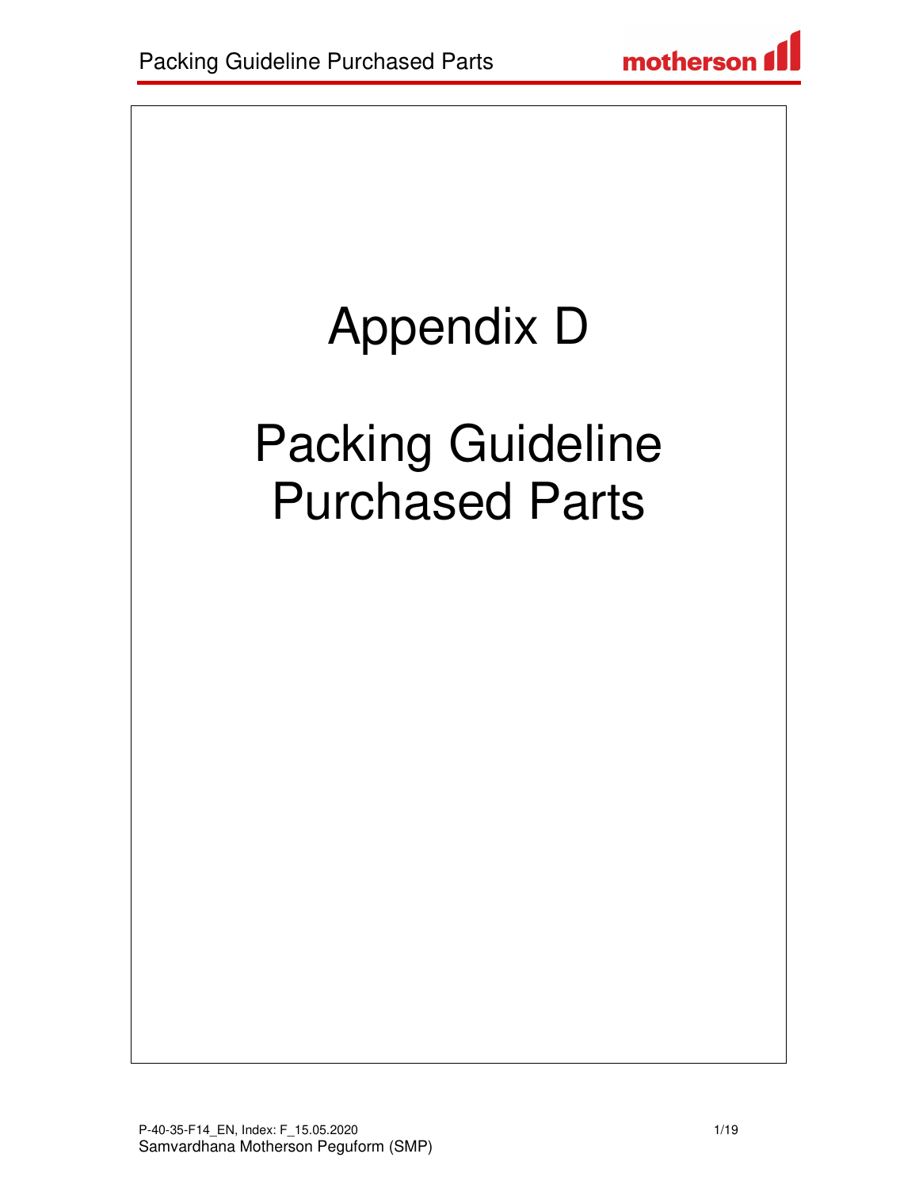# Appendix D

# Packing Guideline Purchased Parts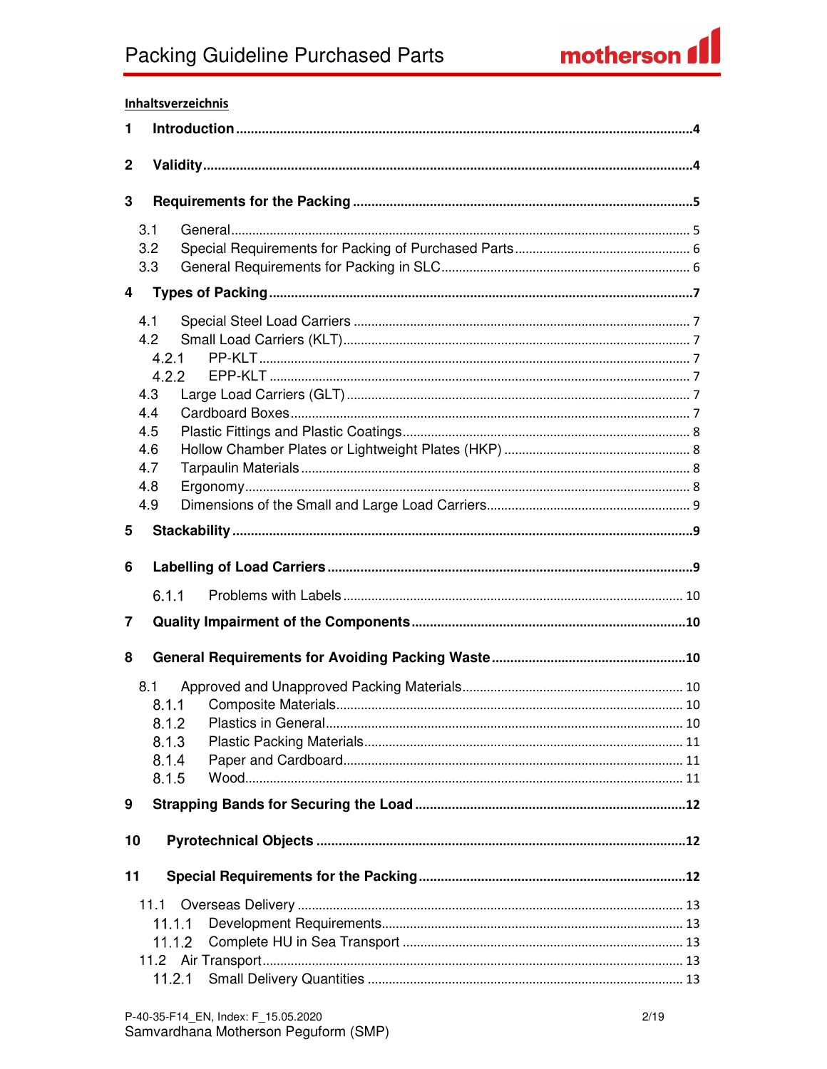**Inhaltsverzeichnis**

**1 Introduction** ..... 4

**2 Validity** ..... 4

**3 Requirements for the Packing** ..... 5

- 3.1 General ..... 5
- 3.2 Special Requirements for Packing of Purchased Parts ..... 6
- 3.3 General Requirements for Packing in SLC ..... 6

**4 Types of Packing** ..... 7

- 4.1 Special Steel Load Carriers ..... 7
- 4.2 Small Load Carriers (KLT) ..... 7
  - 4.2.1 PP-KLT ..... 7
  - 4.2.2 EPP-KLT ..... 7
- 4.3 Large Load Carriers (GLT) ..... 7
- 4.4 Cardboard Boxes ..... 7
- 4.5 Plastic Fittings and Plastic Coatings ..... 8
- 4.6 Hollow Chamber Plates or Lightweight Plates (HKP) ..... 8
- 4.7 Tarpaulin Materials ..... 8
- 4.8 Ergonomy ..... 8
- 4.9 Dimensions of the Small and Large Load Carriers ..... 9

**5 Stackability** ..... 9

**6 Labelling of Load Carriers** ..... 9

- 6.1.1 Problems with Labels ..... 10

**7 Quality Impairment of the Components** ..... 10

**8 General Requirements for Avoiding Packing Waste** ..... 10

- 8.1 Approved and Unapproved Packing Materials ..... 10
  - 8.1.1 Composite Materials ..... 10
  - 8.1.2 Plastics in General ..... 10
  - 8.1.3 Plastic Packing Materials ..... 11
  - 8.1.4 Paper and Cardboard ..... 11
  - 8.1.5 Wood ..... 11

**9 Strapping Bands for Securing the Load** ..... 12

**10 Pyrotechnical Objects** ..... 12

**11 Special Requirements for the Packing** ..... 12

- 11.1 Overseas Delivery ..... 13
  - 11.1.1 Development Requirements ..... 13
  - 11.1.2 Complete HU in Sea Transport ..... 13
- 11.2 Air Transport ..... 13
  - 11.2.1 Small Delivery Quantities ..... 13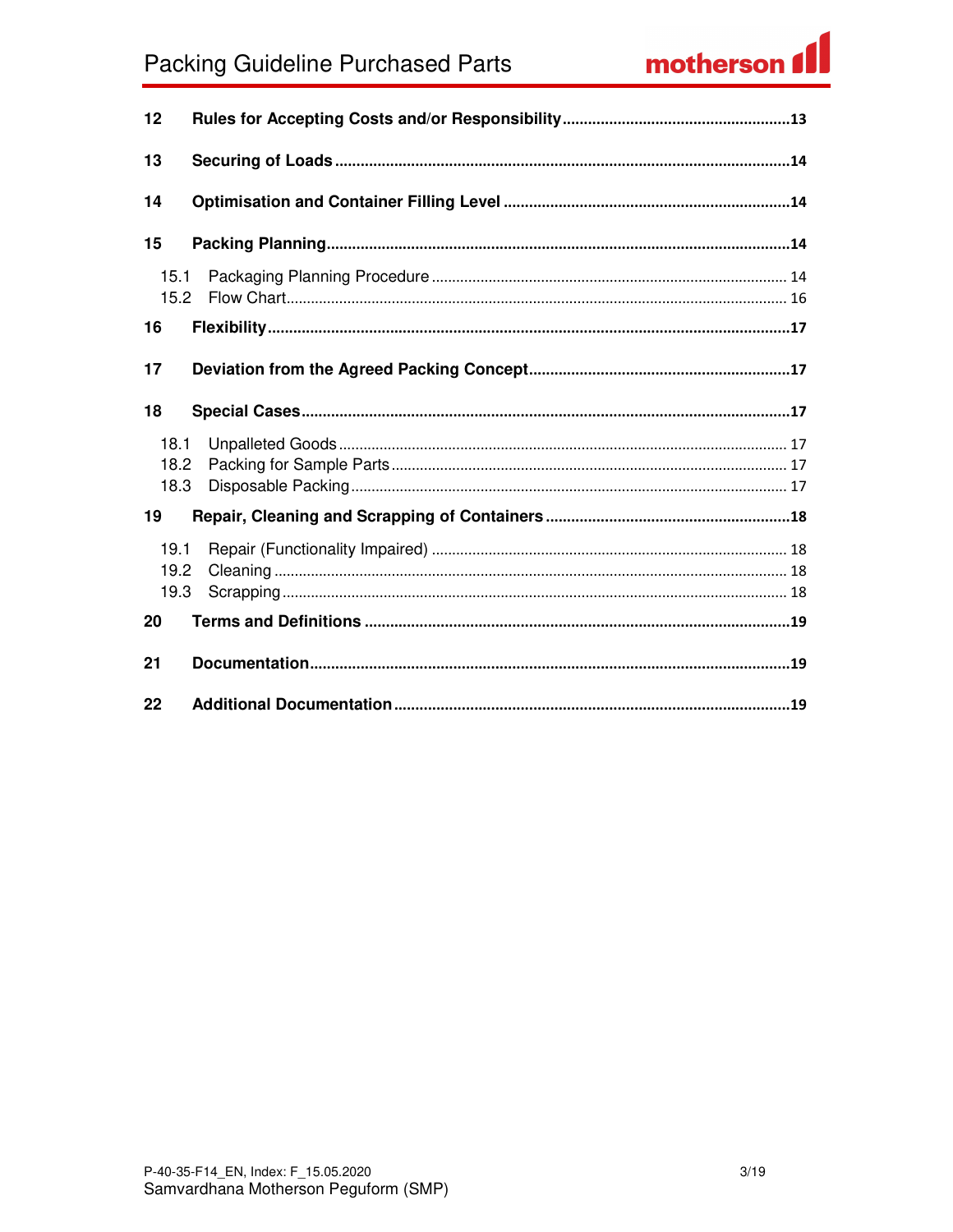| | | |
|---|---|---|
| **12** | **Rules for Accepting Costs and/or Responsibility** | **13** |
| **13** | **Securing of Loads** | **14** |
| **14** | **Optimisation and Container Filling Level** | **14** |
| **15** | **Packing Planning** | **14** |
| 15.1 | Packaging Planning Procedure | 14 |
| 15.2 | Flow Chart | 16 |
| **16** | **Flexibility** | **17** |
| **17** | **Deviation from the Agreed Packing Concept** | **17** |
| **18** | **Special Cases** | **17** |
| 18.1 | Unpalleted Goods | 17 |
| 18.2 | Packing for Sample Parts | 17 |
| 18.3 | Disposable Packing | 17 |
| **19** | **Repair, Cleaning and Scrapping of Containers** | **18** |
| 19.1 | Repair (Functionality Impaired) | 18 |
| 19.2 | Cleaning | 18 |
| 19.3 | Scrapping | 18 |
| **20** | **Terms and Definitions** | **19** |
| **21** | **Documentation** | **19** |
| **22** | **Additional Documentation** | **19** |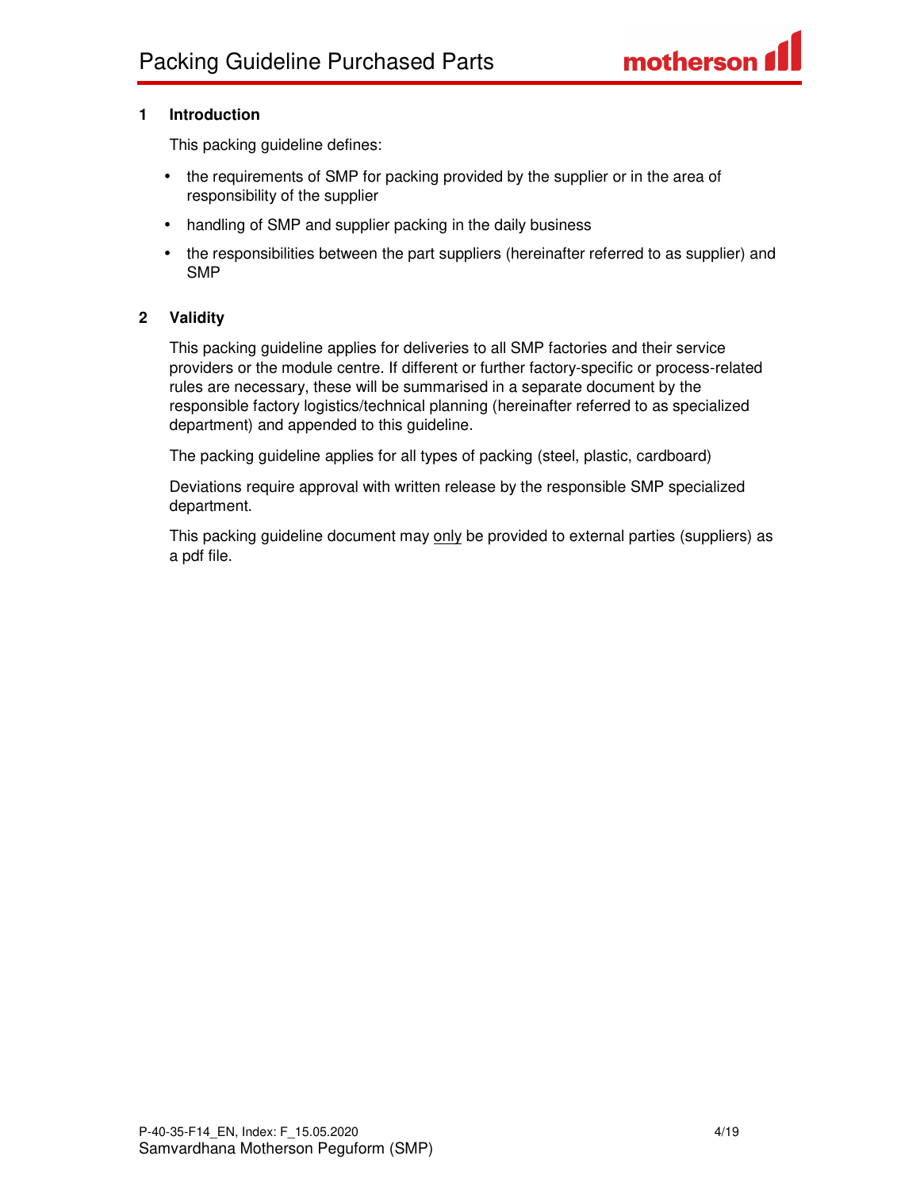## 1 Introduction

This packing guideline defines:

- the requirements of SMP for packing provided by the supplier or in the area of responsibility of the supplier
- handling of SMP and supplier packing in the daily business
- the responsibilities between the part suppliers (hereinafter referred to as supplier) and SMP

## 2 Validity

This packing guideline applies for deliveries to all SMP factories and their service providers or the module centre. If different or further factory-specific or process-related rules are necessary, these will be summarised in a separate document by the responsible factory logistics/technical planning (hereinafter referred to as specialized department) and appended to this guideline.

The packing guideline applies for all types of packing (steel, plastic, cardboard)

Deviations require approval with written release by the responsible SMP specialized department.

This packing guideline document may only be provided to external parties (suppliers) as a pdf file.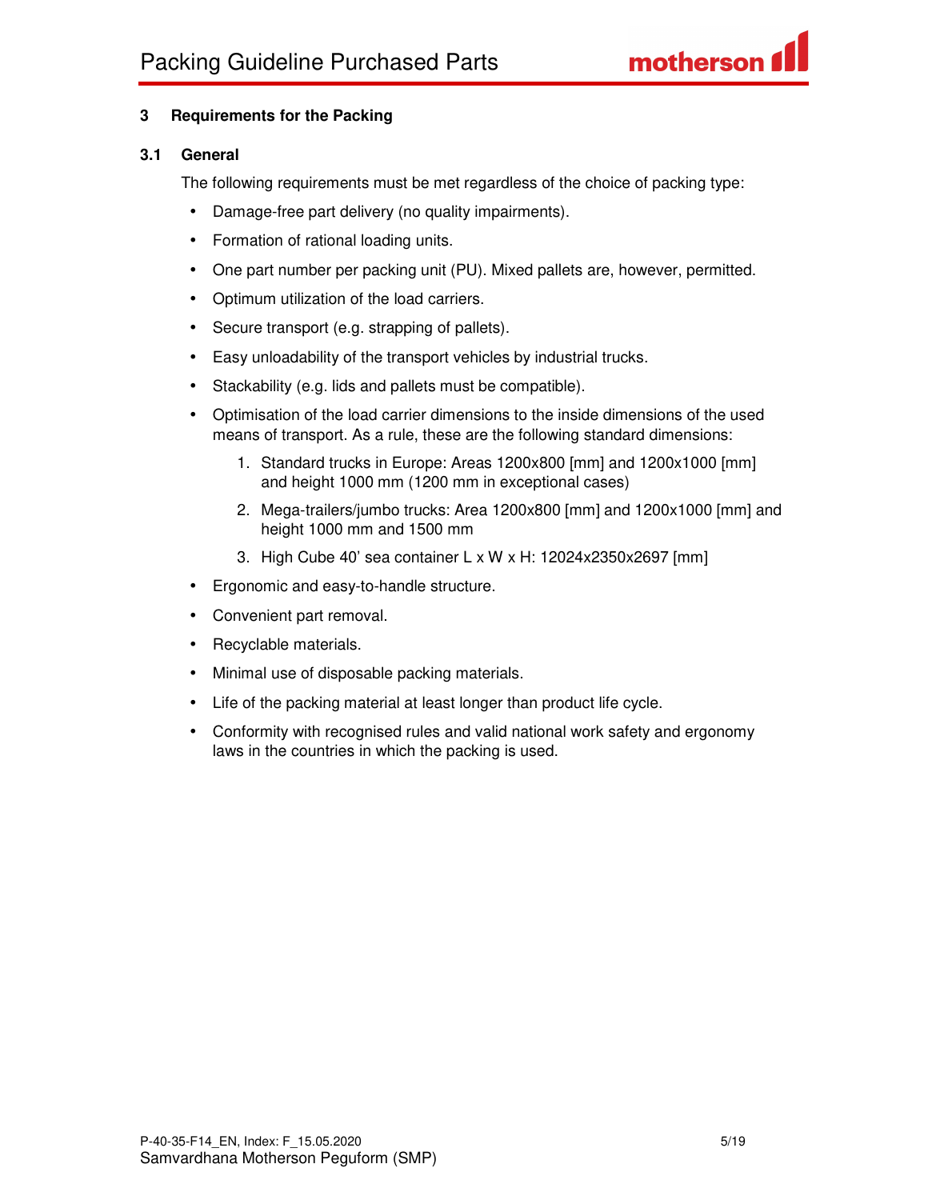## 3 Requirements for the Packing

### 3.1 General

The following requirements must be met regardless of the choice of packing type:

- Damage-free part delivery (no quality impairments).
- Formation of rational loading units.
- One part number per packing unit (PU). Mixed pallets are, however, permitted.
- Optimum utilization of the load carriers.
- Secure transport (e.g. strapping of pallets).
- Easy unloadability of the transport vehicles by industrial trucks.
- Stackability (e.g. lids and pallets must be compatible).
- Optimisation of the load carrier dimensions to the inside dimensions of the used means of transport. As a rule, these are the following standard dimensions:
    1. Standard trucks in Europe: Areas 1200x800 [mm] and 1200x1000 [mm] and height 1000 mm (1200 mm in exceptional cases)
    2. Mega-trailers/jumbo trucks: Area 1200x800 [mm] and 1200x1000 [mm] and height 1000 mm and 1500 mm
    3. High Cube 40' sea container L x W x H: 12024x2350x2697 [mm]
- Ergonomic and easy-to-handle structure.
- Convenient part removal.
- Recyclable materials.
- Minimal use of disposable packing materials.
- Life of the packing material at least longer than product life cycle.
- Conformity with recognised rules and valid national work safety and ergonomy laws in the countries in which the packing is used.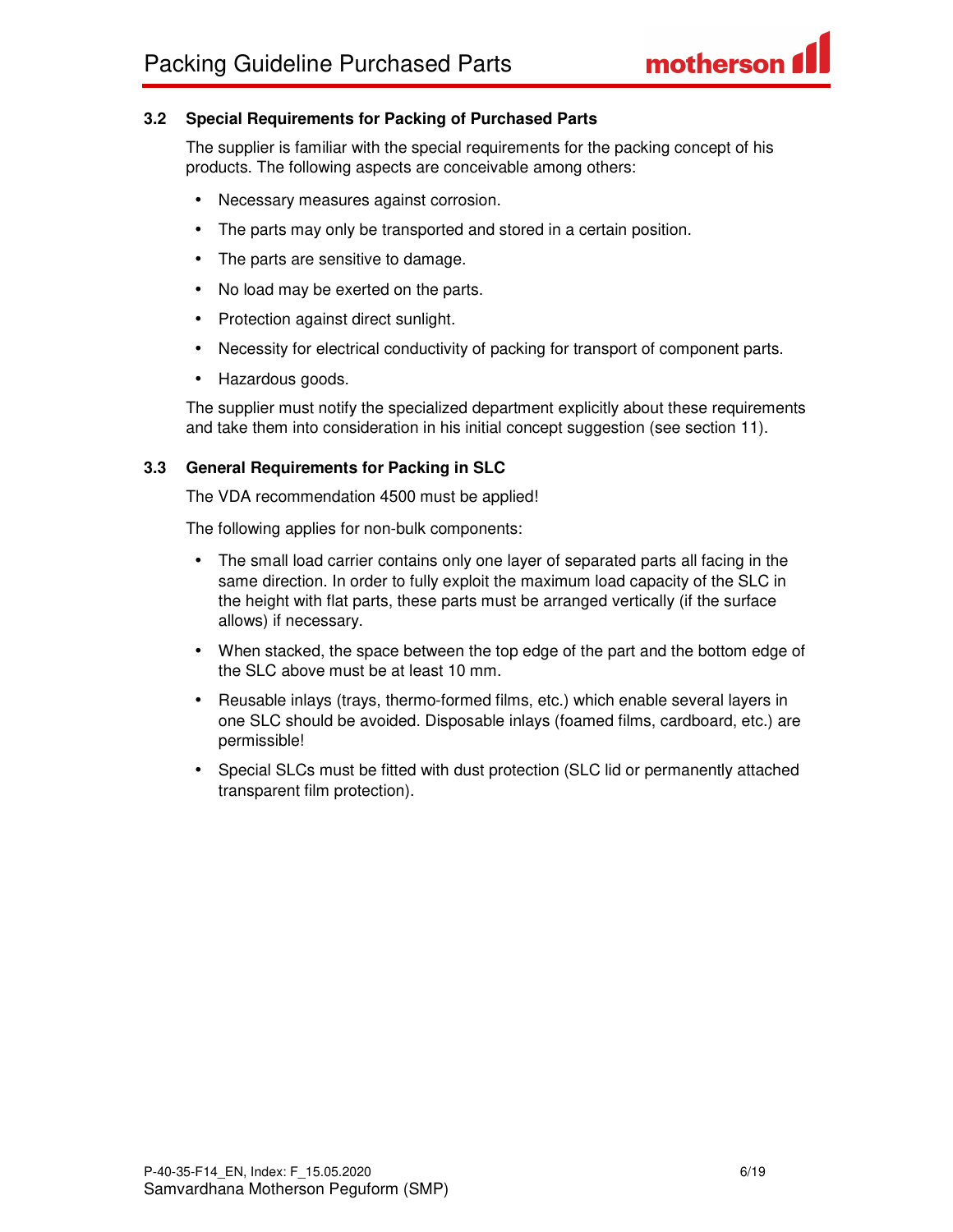### 3.2 Special Requirements for Packing of Purchased Parts

The supplier is familiar with the special requirements for the packing concept of his products. The following aspects are conceivable among others:

- Necessary measures against corrosion.
- The parts may only be transported and stored in a certain position.
- The parts are sensitive to damage.
- No load may be exerted on the parts.
- Protection against direct sunlight.
- Necessity for electrical conductivity of packing for transport of component parts.
- Hazardous goods.

The supplier must notify the specialized department explicitly about these requirements and take them into consideration in his initial concept suggestion (see section 11).

### 3.3 General Requirements for Packing in SLC

The VDA recommendation 4500 must be applied!

The following applies for non-bulk components:

- The small load carrier contains only one layer of separated parts all facing in the same direction. In order to fully exploit the maximum load capacity of the SLC in the height with flat parts, these parts must be arranged vertically (if the surface allows) if necessary.
- When stacked, the space between the top edge of the part and the bottom edge of the SLC above must be at least 10 mm.
- Reusable inlays (trays, thermo-formed films, etc.) which enable several layers in one SLC should be avoided. Disposable inlays (foamed films, cardboard, etc.) are permissible!
- Special SLCs must be fitted with dust protection (SLC lid or permanently attached transparent film protection).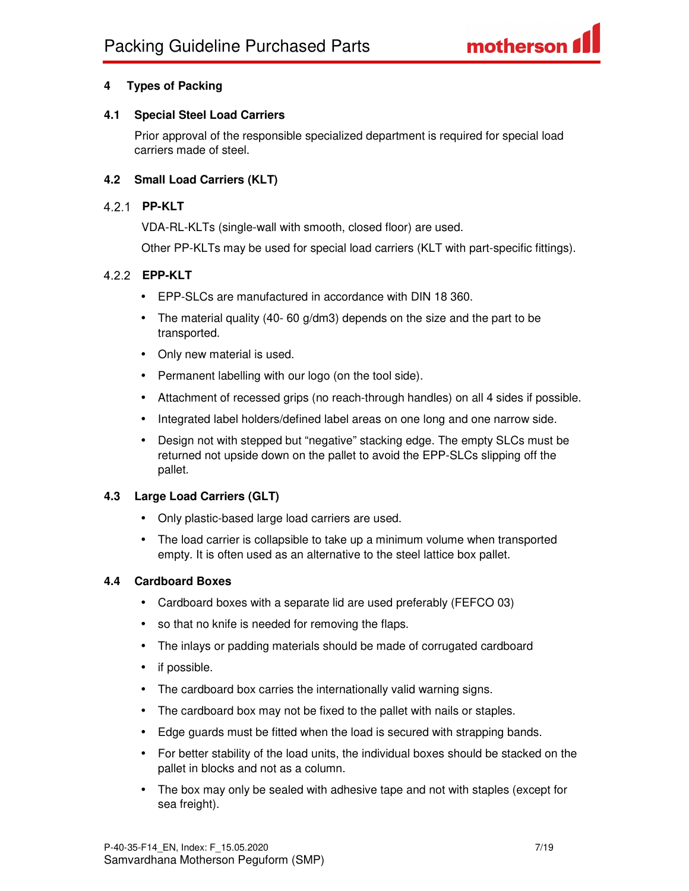# 4 Types of Packing

## 4.1 Special Steel Load Carriers

Prior approval of the responsible specialized department is required for special load carriers made of steel.

## 4.2 Small Load Carriers (KLT)

### 4.2.1 PP-KLT

VDA-RL-KLTs (single-wall with smooth, closed floor) are used.

Other PP-KLTs may be used for special load carriers (KLT with part-specific fittings).

### 4.2.2 EPP-KLT

- EPP-SLCs are manufactured in accordance with DIN 18 360.
- The material quality (40- 60 g/dm3) depends on the size and the part to be transported.
- Only new material is used.
- Permanent labelling with our logo (on the tool side).
- Attachment of recessed grips (no reach-through handles) on all 4 sides if possible.
- Integrated label holders/defined label areas on one long and one narrow side.
- Design not with stepped but “negative” stacking edge. The empty SLCs must be returned not upside down on the pallet to avoid the EPP-SLCs slipping off the pallet.

## 4.3 Large Load Carriers (GLT)

- Only plastic-based large load carriers are used.
- The load carrier is collapsible to take up a minimum volume when transported empty. It is often used as an alternative to the steel lattice box pallet.

## 4.4 Cardboard Boxes

- Cardboard boxes with a separate lid are used preferably (FEFCO 03)
- so that no knife is needed for removing the flaps.
- The inlays or padding materials should be made of corrugated cardboard
- if possible.
- The cardboard box carries the internationally valid warning signs.
- The cardboard box may not be fixed to the pallet with nails or staples.
- Edge guards must be fitted when the load is secured with strapping bands.
- For better stability of the load units, the individual boxes should be stacked on the pallet in blocks and not as a column.
- The box may only be sealed with adhesive tape and not with staples (except for sea freight).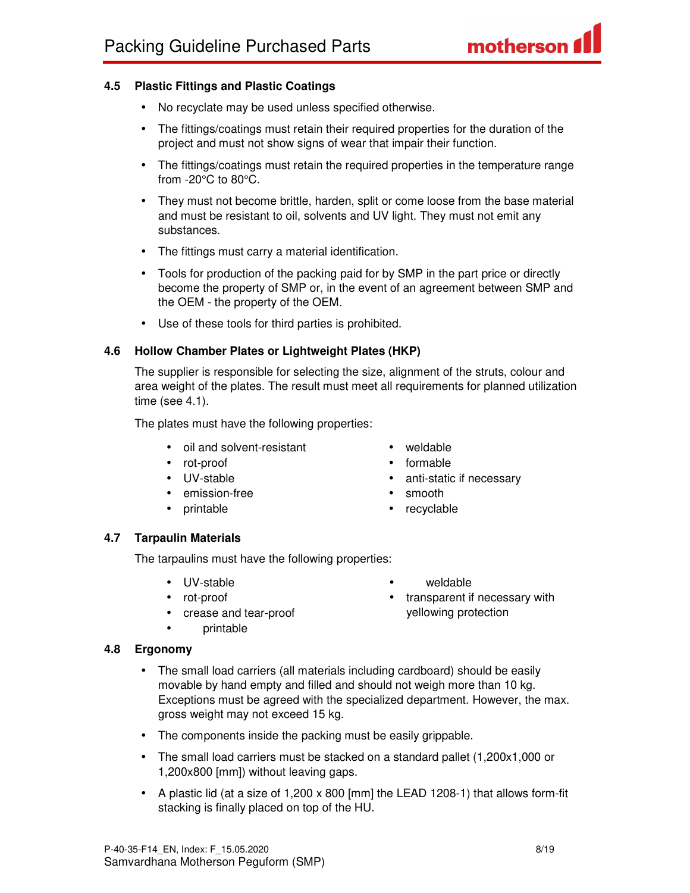### 4.5 Plastic Fittings and Plastic Coatings

- No recyclate may be used unless specified otherwise.
- The fittings/coatings must retain their required properties for the duration of the project and must not show signs of wear that impair their function.
- The fittings/coatings must retain the required properties in the temperature range from -20°C to 80°C.
- They must not become brittle, harden, split or come loose from the base material and must be resistant to oil, solvents and UV light. They must not emit any substances.
- The fittings must carry a material identification.
- Tools for production of the packing paid for by SMP in the part price or directly become the property of SMP or, in the event of an agreement between SMP and the OEM - the property of the OEM.
- Use of these tools for third parties is prohibited.

### 4.6 Hollow Chamber Plates or Lightweight Plates (HKP)

The supplier is responsible for selecting the size, alignment of the struts, colour and area weight of the plates. The result must meet all requirements for planned utilization time (see 4.1).

The plates must have the following properties:

- oil and solvent-resistant
- rot-proof
- UV-stable
- emission-free
- printable
- weldable
- formable
- anti-static if necessary
- smooth
- recyclable

### 4.7 Tarpaulin Materials

The tarpaulins must have the following properties:

- UV-stable
- rot-proof
- crease and tear-proof
- printable
- weldable
- transparent if necessary with yellowing protection

### 4.8 Ergonomy

- The small load carriers (all materials including cardboard) should be easily movable by hand empty and filled and should not weigh more than 10 kg. Exceptions must be agreed with the specialized department. However, the max. gross weight may not exceed 15 kg.
- The components inside the packing must be easily grippable.
- The small load carriers must be stacked on a standard pallet (1,200x1,000 or 1,200x800 [mm]) without leaving gaps.
- A plastic lid (at a size of 1,200 x 800 [mm] the LEAD 1208-1) that allows form-fit stacking is finally placed on top of the HU.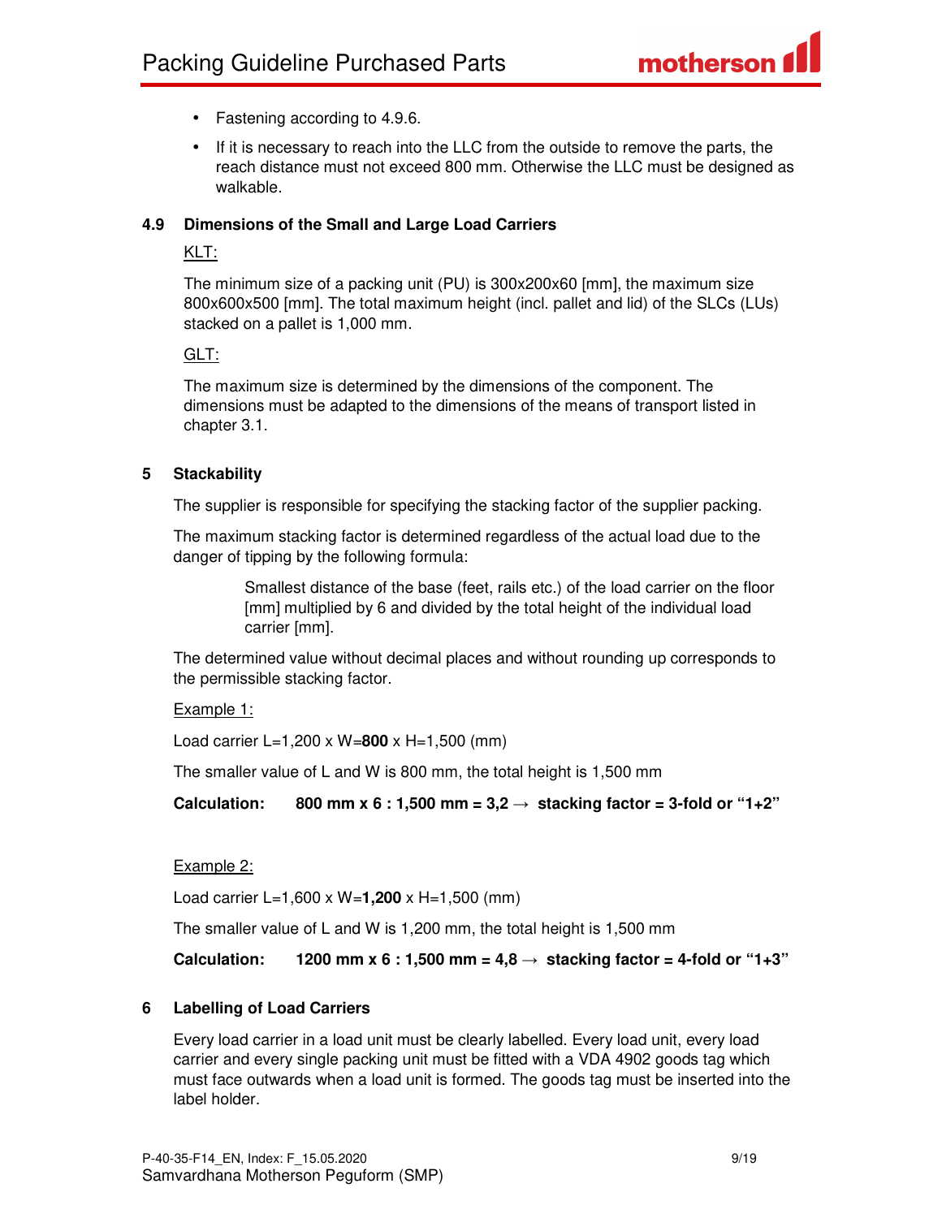- Fastening according to 4.9.6.
- If it is necessary to reach into the LLC from the outside to remove the parts, the reach distance must not exceed 800 mm. Otherwise the LLC must be designed as walkable.

### 4.9 Dimensions of the Small and Large Load Carriers

KLT:

The minimum size of a packing unit (PU) is 300x200x60 [mm], the maximum size 800x600x500 [mm]. The total maximum height (incl. pallet and lid) of the SLCs (LUs) stacked on a pallet is 1,000 mm.

GLT:

The maximum size is determined by the dimensions of the component. The dimensions must be adapted to the dimensions of the means of transport listed in chapter 3.1.

## 5 Stackability

The supplier is responsible for specifying the stacking factor of the supplier packing.

The maximum stacking factor is determined regardless of the actual load due to the danger of tipping by the following formula:

> Smallest distance of the base (feet, rails etc.) of the load carrier on the floor [mm] multiplied by 6 and divided by the total height of the individual load carrier [mm].

The determined value without decimal places and without rounding up corresponds to the permissible stacking factor.

Example 1:

Load carrier L=1,200 x W=**800** x H=1,500 (mm)

The smaller value of L and W is 800 mm, the total height is 1,500 mm

**Calculation: 800 mm x 6 : 1,500 mm = 3,2 → stacking factor = 3-fold or "1+2"**

Example 2:

Load carrier L=1,600 x W=**1,200** x H=1,500 (mm)

The smaller value of L and W is 1,200 mm, the total height is 1,500 mm

**Calculation: 1200 mm x 6 : 1,500 mm = 4,8 → stacking factor = 4-fold or "1+3"**

## 6 Labelling of Load Carriers

Every load carrier in a load unit must be clearly labelled. Every load unit, every load carrier and every single packing unit must be fitted with a VDA 4902 goods tag which must face outwards when a load unit is formed. The goods tag must be inserted into the label holder.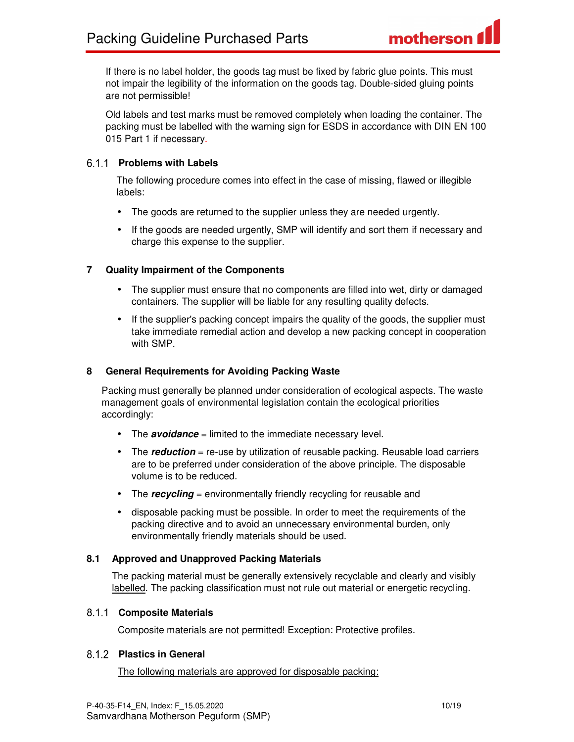If there is no label holder, the goods tag must be fixed by fabric glue points. This must not impair the legibility of the information on the goods tag. Double-sided gluing points are not permissible!

Old labels and test marks must be removed completely when loading the container. The packing must be labelled with the warning sign for ESDS in accordance with DIN EN 100 015 Part 1 if necessary.

#### 6.1.1 Problems with Labels

The following procedure comes into effect in the case of missing, flawed or illegible labels:

- The goods are returned to the supplier unless they are needed urgently.
- If the goods are needed urgently, SMP will identify and sort them if necessary and charge this expense to the supplier.

## 7 Quality Impairment of the Components

- The supplier must ensure that no components are filled into wet, dirty or damaged containers. The supplier will be liable for any resulting quality defects.
- If the supplier's packing concept impairs the quality of the goods, the supplier must take immediate remedial action and develop a new packing concept in cooperation with SMP.

## 8 General Requirements for Avoiding Packing Waste

Packing must generally be planned under consideration of ecological aspects. The waste management goals of environmental legislation contain the ecological priorities accordingly:

- The ***avoidance*** = limited to the immediate necessary level.
- The ***reduction*** = re-use by utilization of reusable packing. Reusable load carriers are to be preferred under consideration of the above principle. The disposable volume is to be reduced.
- The ***recycling*** = environmentally friendly recycling for reusable and
- disposable packing must be possible. In order to meet the requirements of the packing directive and to avoid an unnecessary environmental burden, only environmentally friendly materials should be used.

### 8.1 Approved and Unapproved Packing Materials

The packing material must be generally <u>extensively recyclable</u> and <u>clearly and visibly labelled</u>. The packing classification must not rule out material or energetic recycling.

#### 8.1.1 Composite Materials

Composite materials are not permitted! Exception: Protective profiles.

#### 8.1.2 Plastics in General

<u>The following materials are approved for disposable packing:</u>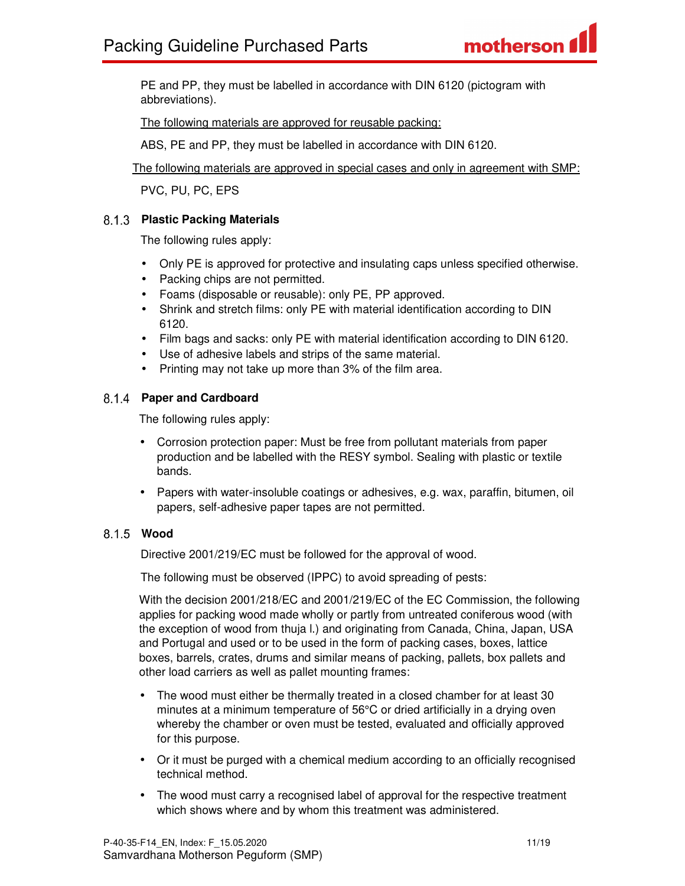PE and PP, they must be labelled in accordance with DIN 6120 (pictogram with abbreviations).

The following materials are approved for reusable packing:

ABS, PE and PP, they must be labelled in accordance with DIN 6120.

The following materials are approved in special cases and only in agreement with SMP:

PVC, PU, PC, EPS

#### 8.1.3 Plastic Packing Materials

The following rules apply:

- Only PE is approved for protective and insulating caps unless specified otherwise.
- Packing chips are not permitted.
- Foams (disposable or reusable): only PE, PP approved.
- Shrink and stretch films: only PE with material identification according to DIN 6120.
- Film bags and sacks: only PE with material identification according to DIN 6120.
- Use of adhesive labels and strips of the same material.
- Printing may not take up more than 3% of the film area.

#### 8.1.4 Paper and Cardboard

The following rules apply:

- Corrosion protection paper: Must be free from pollutant materials from paper production and be labelled with the RESY symbol. Sealing with plastic or textile bands.
- Papers with water-insoluble coatings or adhesives, e.g. wax, paraffin, bitumen, oil papers, self-adhesive paper tapes are not permitted.

#### 8.1.5 Wood

Directive 2001/219/EC must be followed for the approval of wood.

The following must be observed (IPPC) to avoid spreading of pests:

With the decision 2001/218/EC and 2001/219/EC of the EC Commission, the following applies for packing wood made wholly or partly from untreated coniferous wood (with the exception of wood from thuja l.) and originating from Canada, China, Japan, USA and Portugal and used or to be used in the form of packing cases, boxes, lattice boxes, barrels, crates, drums and similar means of packing, pallets, box pallets and other load carriers as well as pallet mounting frames:

- The wood must either be thermally treated in a closed chamber for at least 30 minutes at a minimum temperature of 56°C or dried artificially in a drying oven whereby the chamber or oven must be tested, evaluated and officially approved for this purpose.
- Or it must be purged with a chemical medium according to an officially recognised technical method.
- The wood must carry a recognised label of approval for the respective treatment which shows where and by whom this treatment was administered.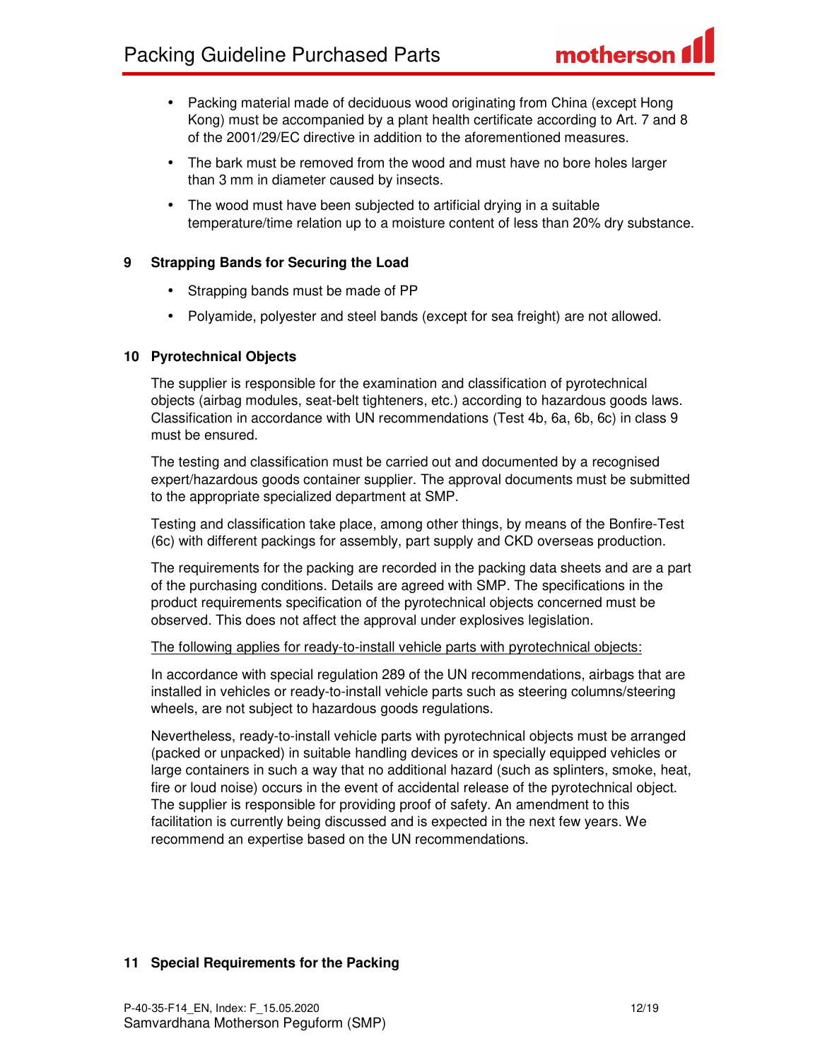- Packing material made of deciduous wood originating from China (except Hong Kong) must be accompanied by a plant health certificate according to Art. 7 and 8 of the 2001/29/EC directive in addition to the aforementioned measures.
- The bark must be removed from the wood and must have no bore holes larger than 3 mm in diameter caused by insects.
- The wood must have been subjected to artificial drying in a suitable temperature/time relation up to a moisture content of less than 20% dry substance.

## 9 Strapping Bands for Securing the Load

- Strapping bands must be made of PP
- Polyamide, polyester and steel bands (except for sea freight) are not allowed.

## 10 Pyrotechnical Objects

The supplier is responsible for the examination and classification of pyrotechnical objects (airbag modules, seat-belt tighteners, etc.) according to hazardous goods laws. Classification in accordance with UN recommendations (Test 4b, 6a, 6b, 6c) in class 9 must be ensured.

The testing and classification must be carried out and documented by a recognised expert/hazardous goods container supplier. The approval documents must be submitted to the appropriate specialized department at SMP.

Testing and classification take place, among other things, by means of the Bonfire-Test (6c) with different packings for assembly, part supply and CKD overseas production.

The requirements for the packing are recorded in the packing data sheets and are a part of the purchasing conditions. Details are agreed with SMP. The specifications in the product requirements specification of the pyrotechnical objects concerned must be observed. This does not affect the approval under explosives legislation.

<u>The following applies for ready-to-install vehicle parts with pyrotechnical objects:</u>

In accordance with special regulation 289 of the UN recommendations, airbags that are installed in vehicles or ready-to-install vehicle parts such as steering columns/steering wheels, are not subject to hazardous goods regulations.

Nevertheless, ready-to-install vehicle parts with pyrotechnical objects must be arranged (packed or unpacked) in suitable handling devices or in specially equipped vehicles or large containers in such a way that no additional hazard (such as splinters, smoke, heat, fire or loud noise) occurs in the event of accidental release of the pyrotechnical object. The supplier is responsible for providing proof of safety. An amendment to this facilitation is currently being discussed and is expected in the next few years. We recommend an expertise based on the UN recommendations.

## 11 Special Requirements for the Packing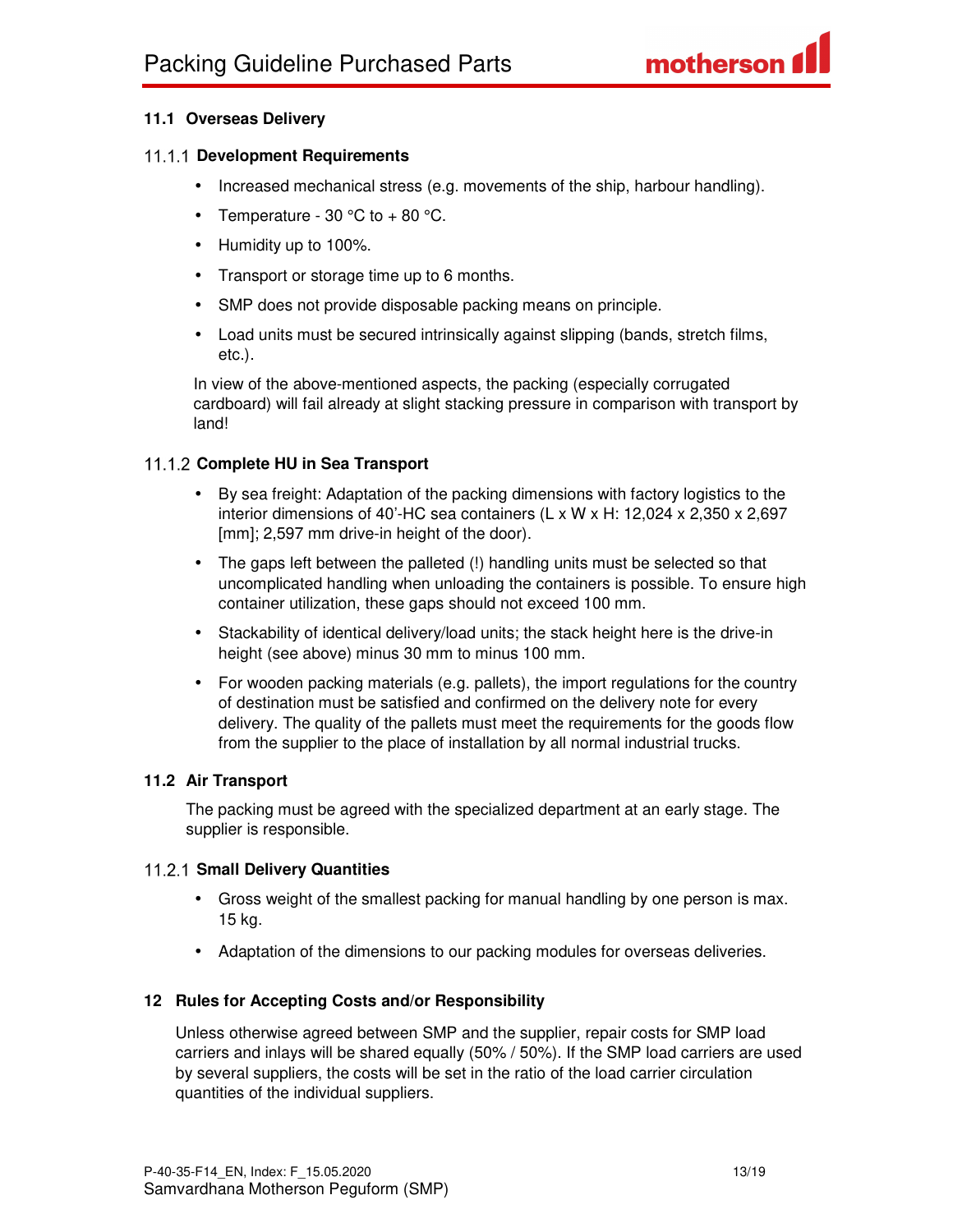### 11.1 Overseas Delivery

#### 11.1.1 Development Requirements

- Increased mechanical stress (e.g. movements of the ship, harbour handling).
- Temperature - 30 °C to + 80 °C.
- Humidity up to 100%.
- Transport or storage time up to 6 months.
- SMP does not provide disposable packing means on principle.
- Load units must be secured intrinsically against slipping (bands, stretch films, etc.).

In view of the above-mentioned aspects, the packing (especially corrugated cardboard) will fail already at slight stacking pressure in comparison with transport by land!

#### 11.1.2 Complete HU in Sea Transport

- By sea freight: Adaptation of the packing dimensions with factory logistics to the interior dimensions of 40'-HC sea containers (L x W x H: 12,024 x 2,350 x 2,697 [mm]; 2,597 mm drive-in height of the door).
- The gaps left between the palleted (!) handling units must be selected so that uncomplicated handling when unloading the containers is possible. To ensure high container utilization, these gaps should not exceed 100 mm.
- Stackability of identical delivery/load units; the stack height here is the drive-in height (see above) minus 30 mm to minus 100 mm.
- For wooden packing materials (e.g. pallets), the import regulations for the country of destination must be satisfied and confirmed on the delivery note for every delivery. The quality of the pallets must meet the requirements for the goods flow from the supplier to the place of installation by all normal industrial trucks.

### 11.2 Air Transport

The packing must be agreed with the specialized department at an early stage. The supplier is responsible.

#### 11.2.1 Small Delivery Quantities

- Gross weight of the smallest packing for manual handling by one person is max. 15 kg.
- Adaptation of the dimensions to our packing modules for overseas deliveries.

## 12 Rules for Accepting Costs and/or Responsibility

Unless otherwise agreed between SMP and the supplier, repair costs for SMP load carriers and inlays will be shared equally (50% / 50%). If the SMP load carriers are used by several suppliers, the costs will be set in the ratio of the load carrier circulation quantities of the individual suppliers.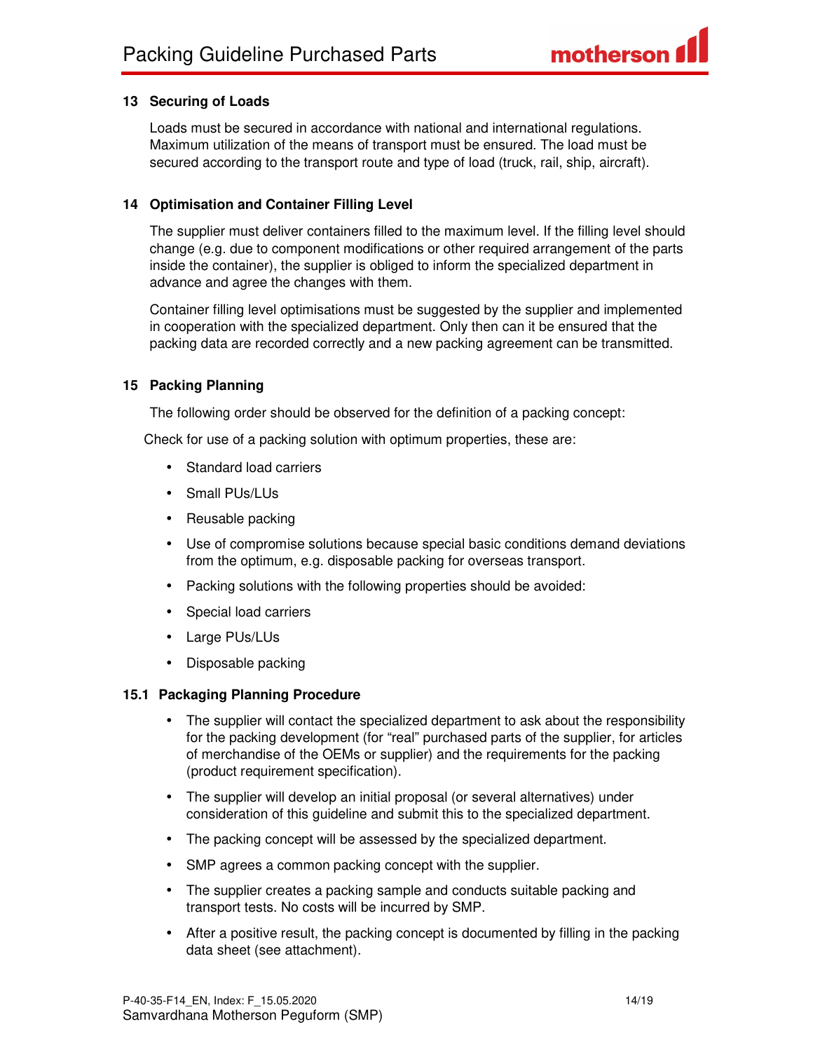## 13 Securing of Loads

Loads must be secured in accordance with national and international regulations. Maximum utilization of the means of transport must be ensured. The load must be secured according to the transport route and type of load (truck, rail, ship, aircraft).

## 14 Optimisation and Container Filling Level

The supplier must deliver containers filled to the maximum level. If the filling level should change (e.g. due to component modifications or other required arrangement of the parts inside the container), the supplier is obliged to inform the specialized department in advance and agree the changes with them.

Container filling level optimisations must be suggested by the supplier and implemented in cooperation with the specialized department. Only then can it be ensured that the packing data are recorded correctly and a new packing agreement can be transmitted.

## 15 Packing Planning

The following order should be observed for the definition of a packing concept:

Check for use of a packing solution with optimum properties, these are:

- Standard load carriers
- Small PUs/LUs
- Reusable packing
- Use of compromise solutions because special basic conditions demand deviations from the optimum, e.g. disposable packing for overseas transport.
- Packing solutions with the following properties should be avoided:
- Special load carriers
- Large PUs/LUs
- Disposable packing

### 15.1 Packaging Planning Procedure

- The supplier will contact the specialized department to ask about the responsibility for the packing development (for “real” purchased parts of the supplier, for articles of merchandise of the OEMs or supplier) and the requirements for the packing (product requirement specification).
- The supplier will develop an initial proposal (or several alternatives) under consideration of this guideline and submit this to the specialized department.
- The packing concept will be assessed by the specialized department.
- SMP agrees a common packing concept with the supplier.
- The supplier creates a packing sample and conducts suitable packing and transport tests. No costs will be incurred by SMP.
- After a positive result, the packing concept is documented by filling in the packing data sheet (see attachment).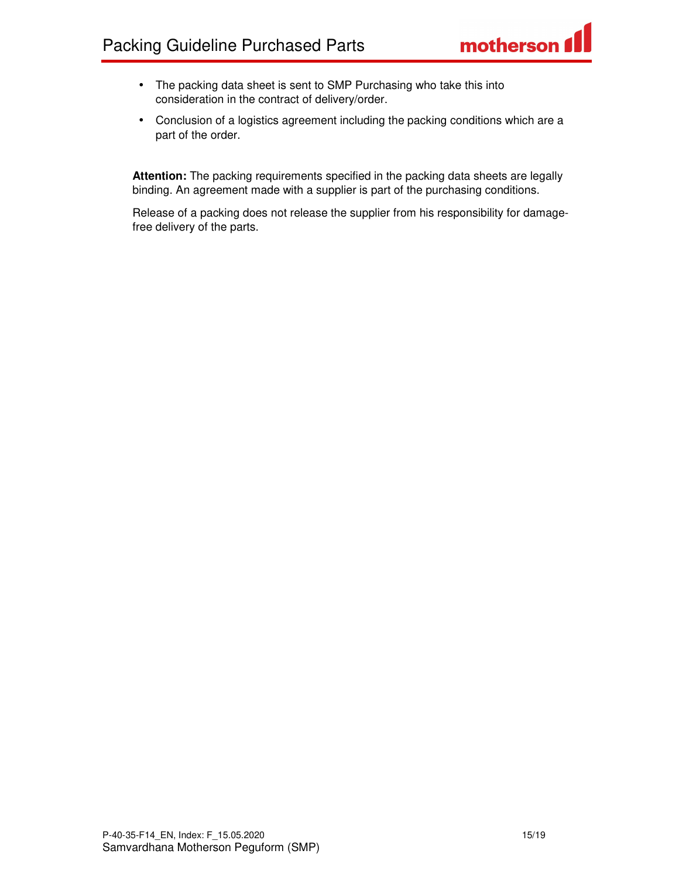- The packing data sheet is sent to SMP Purchasing who take this into consideration in the contract of delivery/order.
- Conclusion of a logistics agreement including the packing conditions which are a part of the order.

**Attention:** The packing requirements specified in the packing data sheets are legally binding. An agreement made with a supplier is part of the purchasing conditions.

Release of a packing does not release the supplier from his responsibility for damage-free delivery of the parts.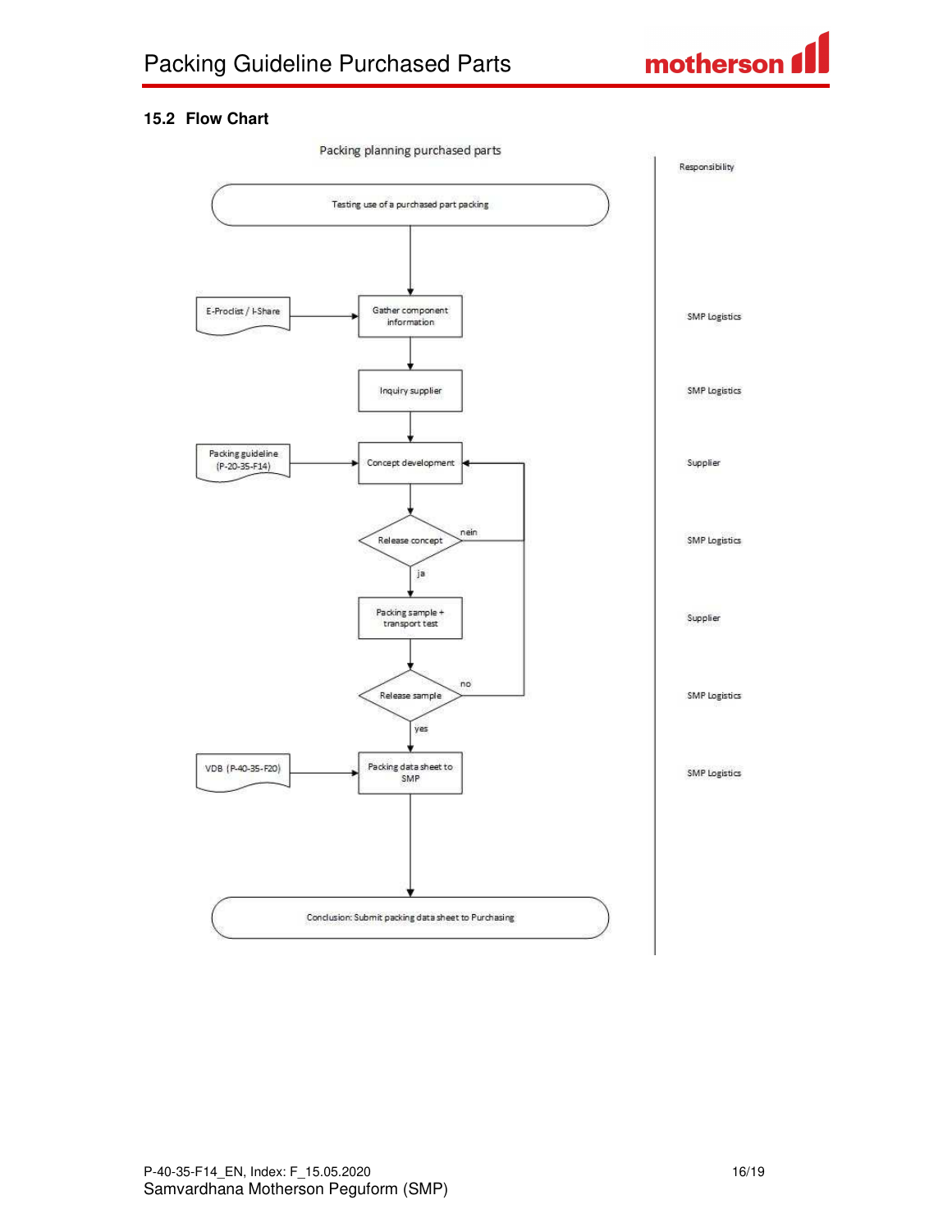## 15.2 Flow Chart

Packing planning purchased parts

| Process step | Input | Decision | Responsibility |
|---|---|---|---|
| Testing use of a purchased part packing | | | |
| Gather component information | E-Prodist / I-Share | | SMP Logistics |
| Inquiry supplier | | | SMP Logistics |
| Concept development | Packing guideline (P-20-35-F14) | | Supplier |
| Release concept | | ja → Packing sample + transport test; nein → Concept development | SMP Logistics |
| Packing sample + transport test | | | Supplier |
| Release sample | | yes → Packing data sheet to SMP; no → Concept development | SMP Logistics |
| Packing data sheet to SMP | VDB (P-40-35-F20) | | SMP Logistics |
| Conclusion: Submit packing data sheet to Purchasing | | | |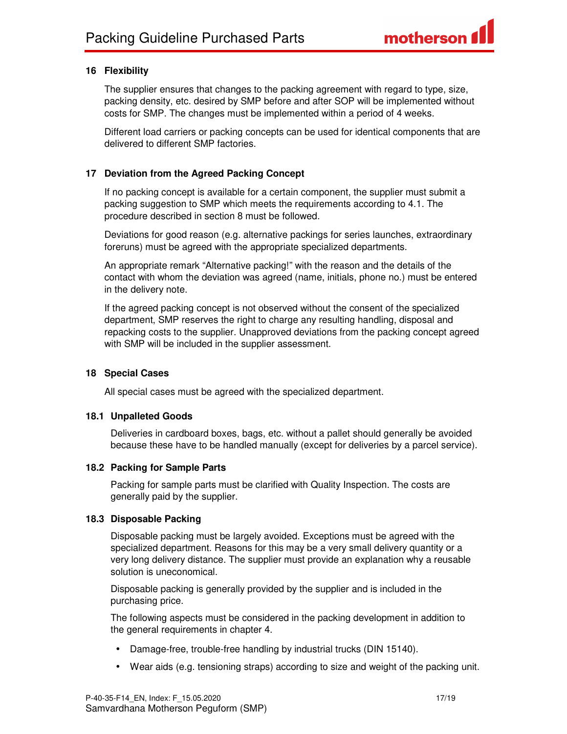## 16 Flexibility

The supplier ensures that changes to the packing agreement with regard to type, size, packing density, etc. desired by SMP before and after SOP will be implemented without costs for SMP. The changes must be implemented within a period of 4 weeks.

Different load carriers or packing concepts can be used for identical components that are delivered to different SMP factories.

## 17 Deviation from the Agreed Packing Concept

If no packing concept is available for a certain component, the supplier must submit a packing suggestion to SMP which meets the requirements according to 4.1. The procedure described in section 8 must be followed.

Deviations for good reason (e.g. alternative packings for series launches, extraordinary foreruns) must be agreed with the appropriate specialized departments.

An appropriate remark "Alternative packing!" with the reason and the details of the contact with whom the deviation was agreed (name, initials, phone no.) must be entered in the delivery note.

If the agreed packing concept is not observed without the consent of the specialized department, SMP reserves the right to charge any resulting handling, disposal and repacking costs to the supplier. Unapproved deviations from the packing concept agreed with SMP will be included in the supplier assessment.

## 18 Special Cases

All special cases must be agreed with the specialized department.

### 18.1 Unpalleted Goods

Deliveries in cardboard boxes, bags, etc. without a pallet should generally be avoided because these have to be handled manually (except for deliveries by a parcel service).

### 18.2 Packing for Sample Parts

Packing for sample parts must be clarified with Quality Inspection. The costs are generally paid by the supplier.

### 18.3 Disposable Packing

Disposable packing must be largely avoided. Exceptions must be agreed with the specialized department. Reasons for this may be a very small delivery quantity or a very long delivery distance. The supplier must provide an explanation why a reusable solution is uneconomical.

Disposable packing is generally provided by the supplier and is included in the purchasing price.

The following aspects must be considered in the packing development in addition to the general requirements in chapter 4.

- Damage-free, trouble-free handling by industrial trucks (DIN 15140).
- Wear aids (e.g. tensioning straps) according to size and weight of the packing unit.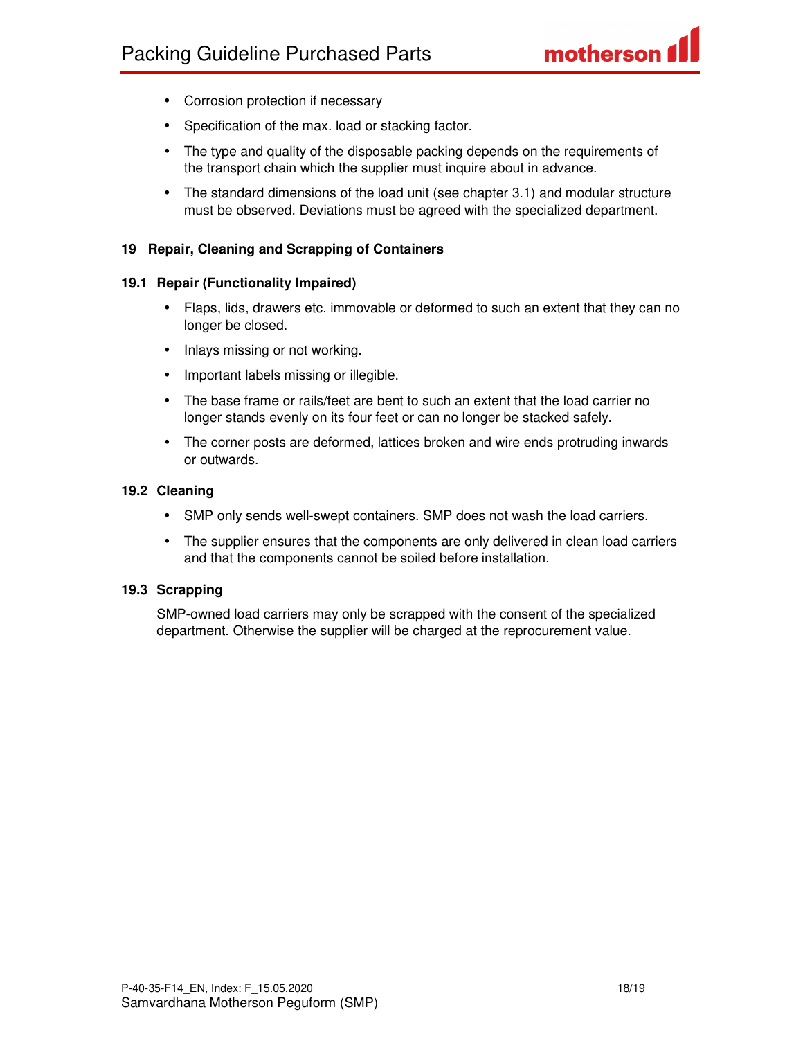- Corrosion protection if necessary
- Specification of the max. load or stacking factor.
- The type and quality of the disposable packing depends on the requirements of the transport chain which the supplier must inquire about in advance.
- The standard dimensions of the load unit (see chapter 3.1) and modular structure must be observed. Deviations must be agreed with the specialized department.

## 19 Repair, Cleaning and Scrapping of Containers

### 19.1 Repair (Functionality Impaired)

- Flaps, lids, drawers etc. immovable or deformed to such an extent that they can no longer be closed.
- Inlays missing or not working.
- Important labels missing or illegible.
- The base frame or rails/feet are bent to such an extent that the load carrier no longer stands evenly on its four feet or can no longer be stacked safely.
- The corner posts are deformed, lattices broken and wire ends protruding inwards or outwards.

### 19.2 Cleaning

- SMP only sends well-swept containers. SMP does not wash the load carriers.
- The supplier ensures that the components are only delivered in clean load carriers and that the components cannot be soiled before installation.

### 19.3 Scrapping

SMP-owned load carriers may only be scrapped with the consent of the specialized department. Otherwise the supplier will be charged at the reprocurement value.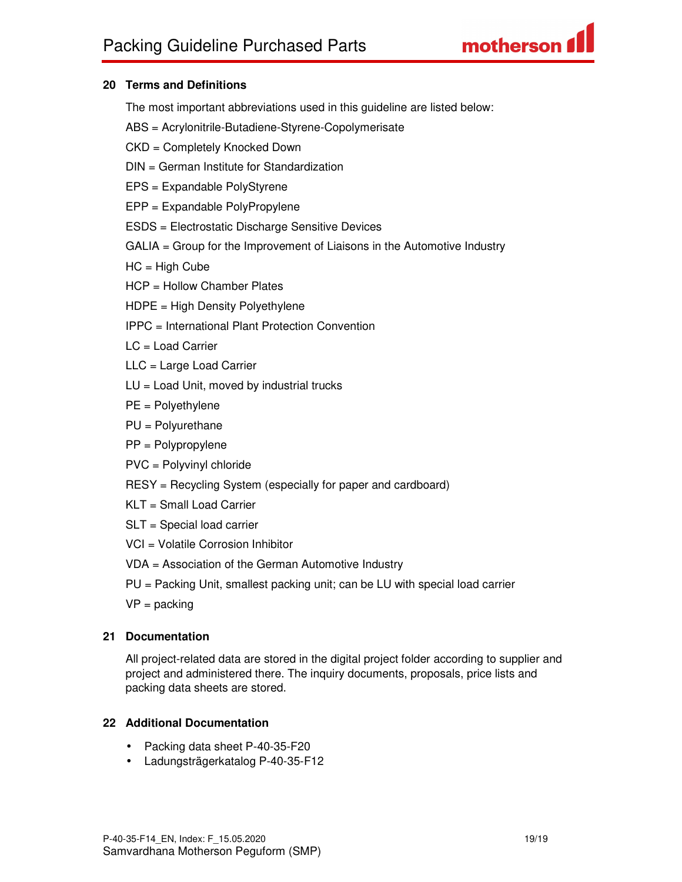## 20 Terms and Definitions

The most important abbreviations used in this guideline are listed below:

ABS = Acrylonitrile-Butadiene-Styrene-Copolymerisate

CKD = Completely Knocked Down

DIN = German Institute for Standardization

EPS = Expandable PolyStyrene

EPP = Expandable PolyPropylene

ESDS = Electrostatic Discharge Sensitive Devices

GALIA = Group for the Improvement of Liaisons in the Automotive Industry

HC = High Cube

HCP = Hollow Chamber Plates

HDPE = High Density Polyethylene

IPPC = International Plant Protection Convention

LC = Load Carrier

LLC = Large Load Carrier

LU = Load Unit, moved by industrial trucks

PE = Polyethylene

PU = Polyurethane

PP = Polypropylene

PVC = Polyvinyl chloride

RESY = Recycling System (especially for paper and cardboard)

KLT = Small Load Carrier

SLT = Special load carrier

VCI = Volatile Corrosion Inhibitor

VDA = Association of the German Automotive Industry

PU = Packing Unit, smallest packing unit; can be LU with special load carrier

VP = packing

## 21 Documentation

All project-related data are stored in the digital project folder according to supplier and project and administered there. The inquiry documents, proposals, price lists and packing data sheets are stored.

## 22 Additional Documentation

- Packing data sheet P-40-35-F20
- Ladungsträgerkatalog P-40-35-F12